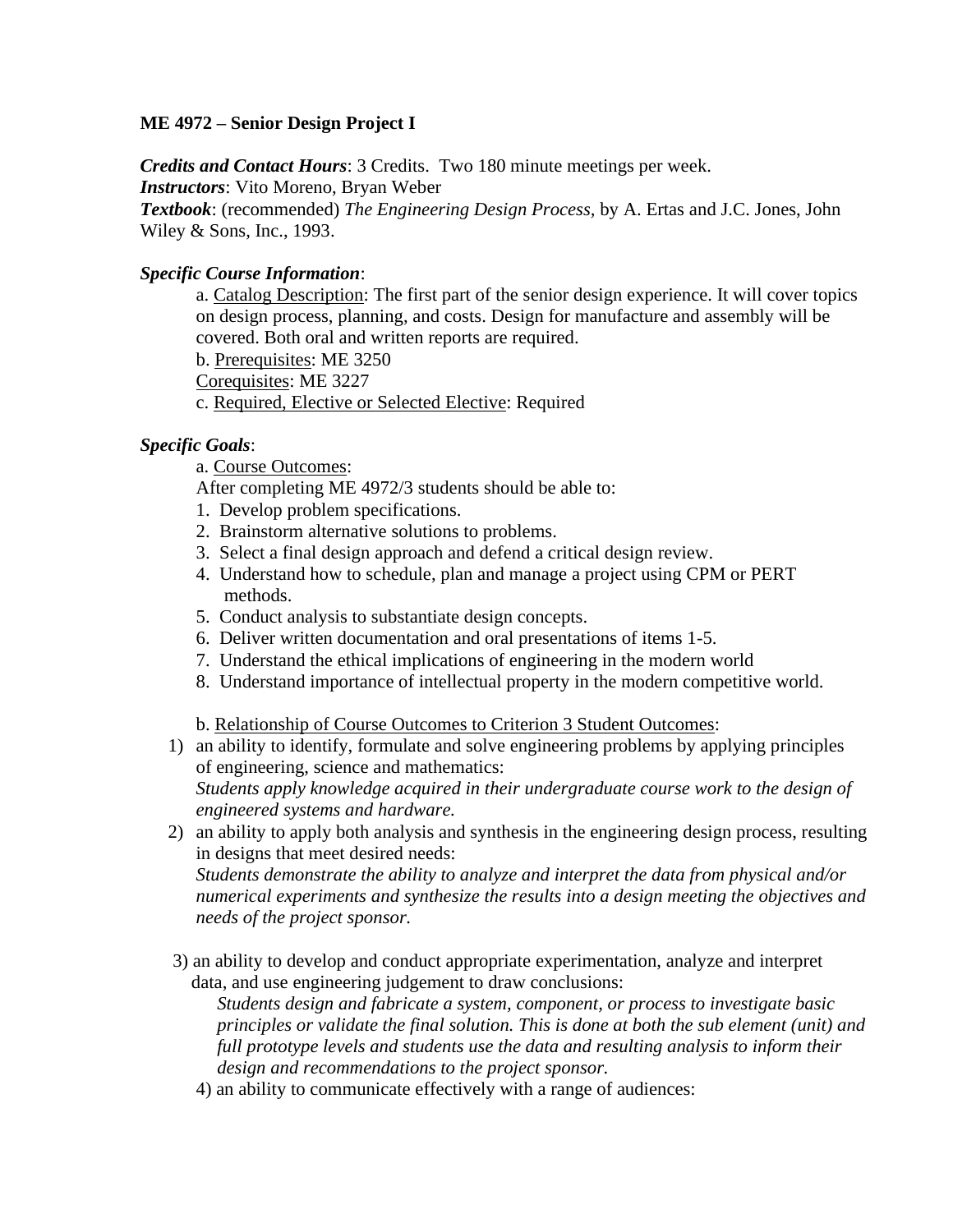**ME 4972 – Senior Design Project I**

***Credits and Contact Hours***: 3 Credits. Two 180 minute meetings per week.
***Instructors***: Vito Moreno, Bryan Weber
***Textbook***: (recommended) *The Engineering Design Process*, by A. Ertas and J.C. Jones, John Wiley & Sons, Inc., 1993.

***Specific Course Information***:

a. Catalog Description: The first part of the senior design experience. It will cover topics on design process, planning, and costs. Design for manufacture and assembly will be covered. Both oral and written reports are required.
b. Prerequisites: ME 3250
Corequisites: ME 3227
c. Required, Elective or Selected Elective: Required

***Specific Goals***:

a. Course Outcomes:
After completing ME 4972/3 students should be able to:

1. Develop problem specifications.
2. Brainstorm alternative solutions to problems.
3. Select a final design approach and defend a critical design review.
4. Understand how to schedule, plan and manage a project using CPM or PERT methods.
5. Conduct analysis to substantiate design concepts.
6. Deliver written documentation and oral presentations of items 1-5.
7. Understand the ethical implications of engineering in the modern world
8. Understand importance of intellectual property in the modern competitive world.

b. Relationship of Course Outcomes to Criterion 3 Student Outcomes:

1) an ability to identify, formulate and solve engineering problems by applying principles of engineering, science and mathematics:
*Students apply knowledge acquired in their undergraduate course work to the design of engineered systems and hardware.*
2) an ability to apply both analysis and synthesis in the engineering design process, resulting in designs that meet desired needs:
*Students demonstrate the ability to analyze and interpret the data from physical and/or numerical experiments and synthesize the results into a design meeting the objectives and needs of the project sponsor.*
3) an ability to develop and conduct appropriate experimentation, analyze and interpret data, and use engineering judgement to draw conclusions:
*Students design and fabricate a system, component, or process to investigate basic principles or validate the final solution. This is done at both the sub element (unit) and full prototype levels and students use the data and resulting analysis to inform their design and recommendations to the project sponsor.*
4) an ability to communicate effectively with a range of audiences: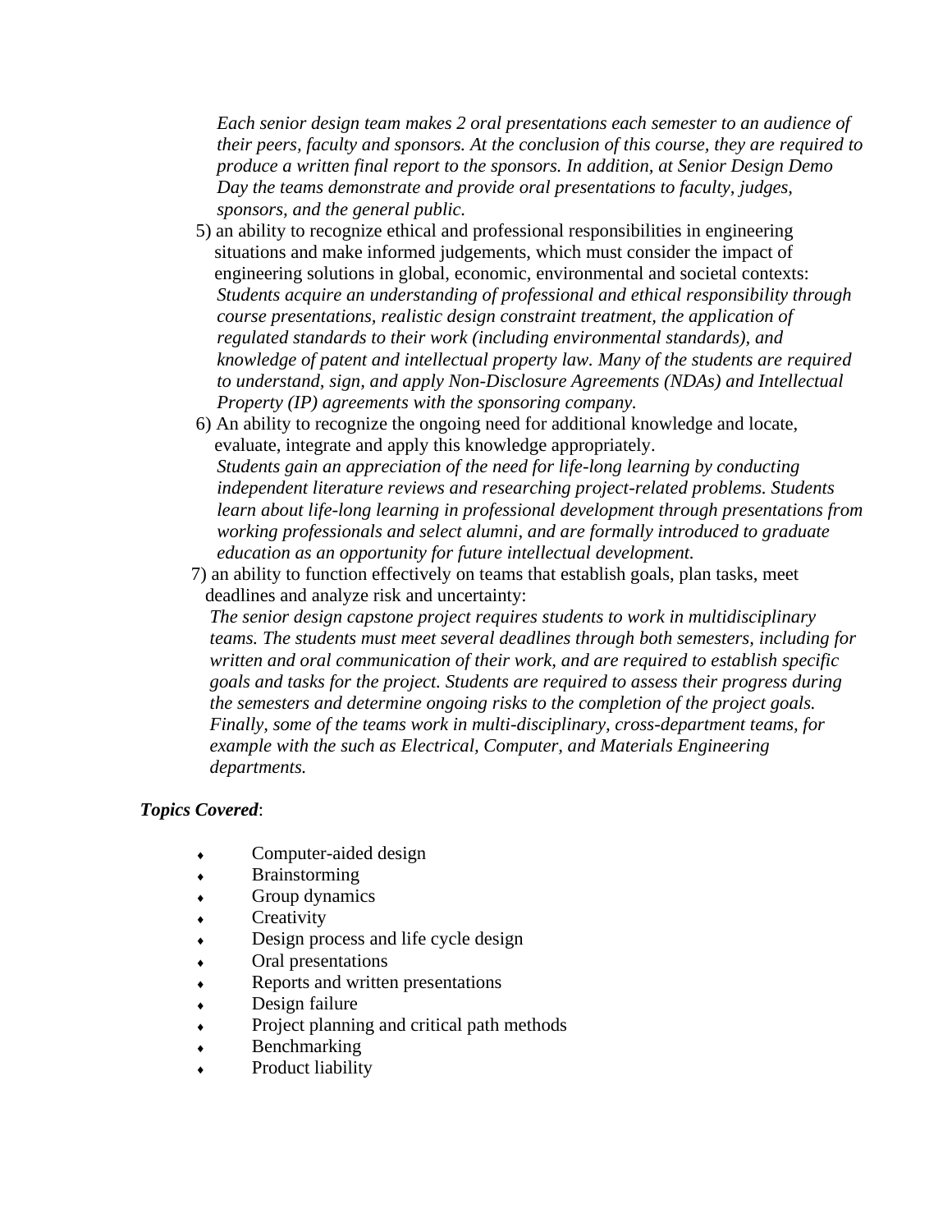*Each senior design team makes 2 oral presentations each semester to an audience of their peers, faculty and sponsors. At the conclusion of this course, they are required to produce a written final report to the sponsors. In addition, at Senior Design Demo Day the teams demonstrate and provide oral presentations to faculty, judges, sponsors, and the general public.*

5) an ability to recognize ethical and professional responsibilities in engineering situations and make informed judgements, which must consider the impact of engineering solutions in global, economic, environmental and societal contexts:
*Students acquire an understanding of professional and ethical responsibility through course presentations, realistic design constraint treatment, the application of regulated standards to their work (including environmental standards), and knowledge of patent and intellectual property law. Many of the students are required to understand, sign, and apply Non-Disclosure Agreements (NDAs) and Intellectual Property (IP) agreements with the sponsoring company.*

6) An ability to recognize the ongoing need for additional knowledge and locate, evaluate, integrate and apply this knowledge appropriately.
*Students gain an appreciation of the need for life-long learning by conducting independent literature reviews and researching project-related problems. Students learn about life-long learning in professional development through presentations from working professionals and select alumni, and are formally introduced to graduate education as an opportunity for future intellectual development.*

7) an ability to function effectively on teams that establish goals, plan tasks, meet deadlines and analyze risk and uncertainty:
*The senior design capstone project requires students to work in multidisciplinary teams. The students must meet several deadlines through both semesters, including for written and oral communication of their work, and are required to establish specific goals and tasks for the project. Students are required to assess their progress during the semesters and determine ongoing risks to the completion of the project goals. Finally, some of the teams work in multi-disciplinary, cross-department teams, for example with the such as Electrical, Computer, and Materials Engineering departments.*

***Topics Covered***:

- Computer-aided design
- Brainstorming
- Group dynamics
- Creativity
- Design process and life cycle design
- Oral presentations
- Reports and written presentations
- Design failure
- Project planning and critical path methods
- Benchmarking
- Product liability